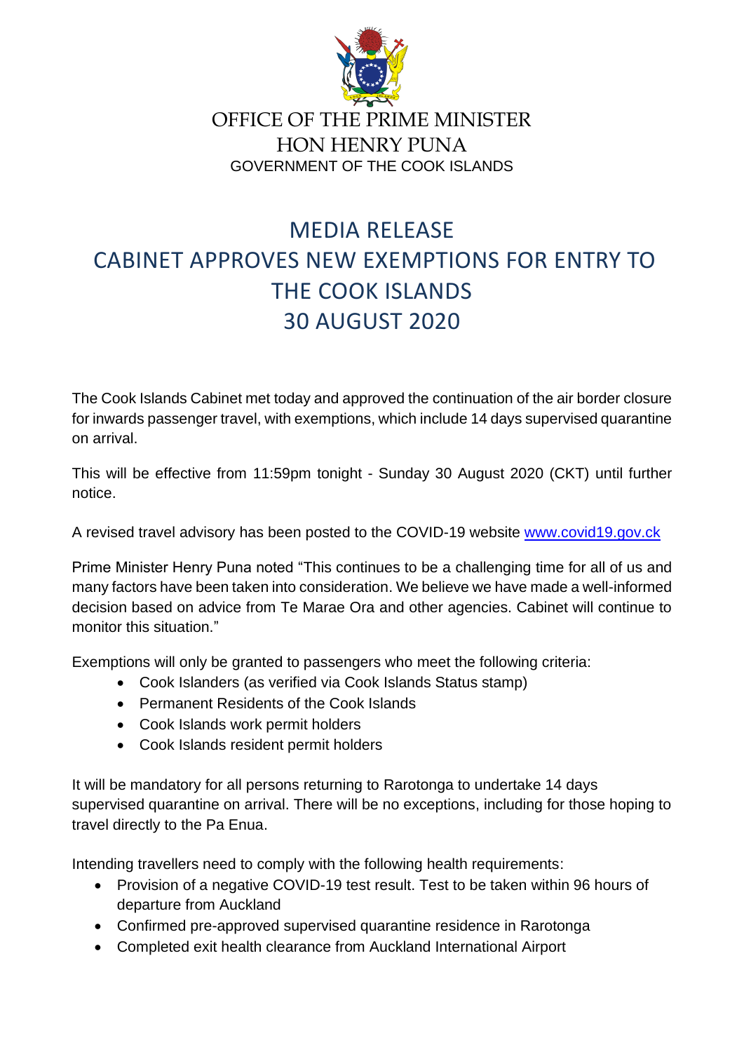OFFICE OF THE PRIME MINISTER
HON HENRY PUNA
GOVERNMENT OF THE COOK ISLANDS

# MEDIA RELEASE
# CABINET APPROVES NEW EXEMPTIONS FOR ENTRY TO THE COOK ISLANDS
# 30 AUGUST 2020

The Cook Islands Cabinet met today and approved the continuation of the air border closure for inwards passenger travel, with exemptions, which include 14 days supervised quarantine on arrival.

This will be effective from 11:59pm tonight - Sunday 30 August 2020 (CKT) until further notice.

A revised travel advisory has been posted to the COVID-19 website [www.covid19.gov.ck](http://www.covid19.gov.ck)

Prime Minister Henry Puna noted "This continues to be a challenging time for all of us and many factors have been taken into consideration. We believe we have made a well-informed decision based on advice from Te Marae Ora and other agencies. Cabinet will continue to monitor this situation."

Exemptions will only be granted to passengers who meet the following criteria:

- Cook Islanders (as verified via Cook Islands Status stamp)
- Permanent Residents of the Cook Islands
- Cook Islands work permit holders
- Cook Islands resident permit holders

It will be mandatory for all persons returning to Rarotonga to undertake 14 days supervised quarantine on arrival. There will be no exceptions, including for those hoping to travel directly to the Pa Enua.

Intending travellers need to comply with the following health requirements:

- Provision of a negative COVID-19 test result. Test to be taken within 96 hours of departure from Auckland
- Confirmed pre-approved supervised quarantine residence in Rarotonga
- Completed exit health clearance from Auckland International Airport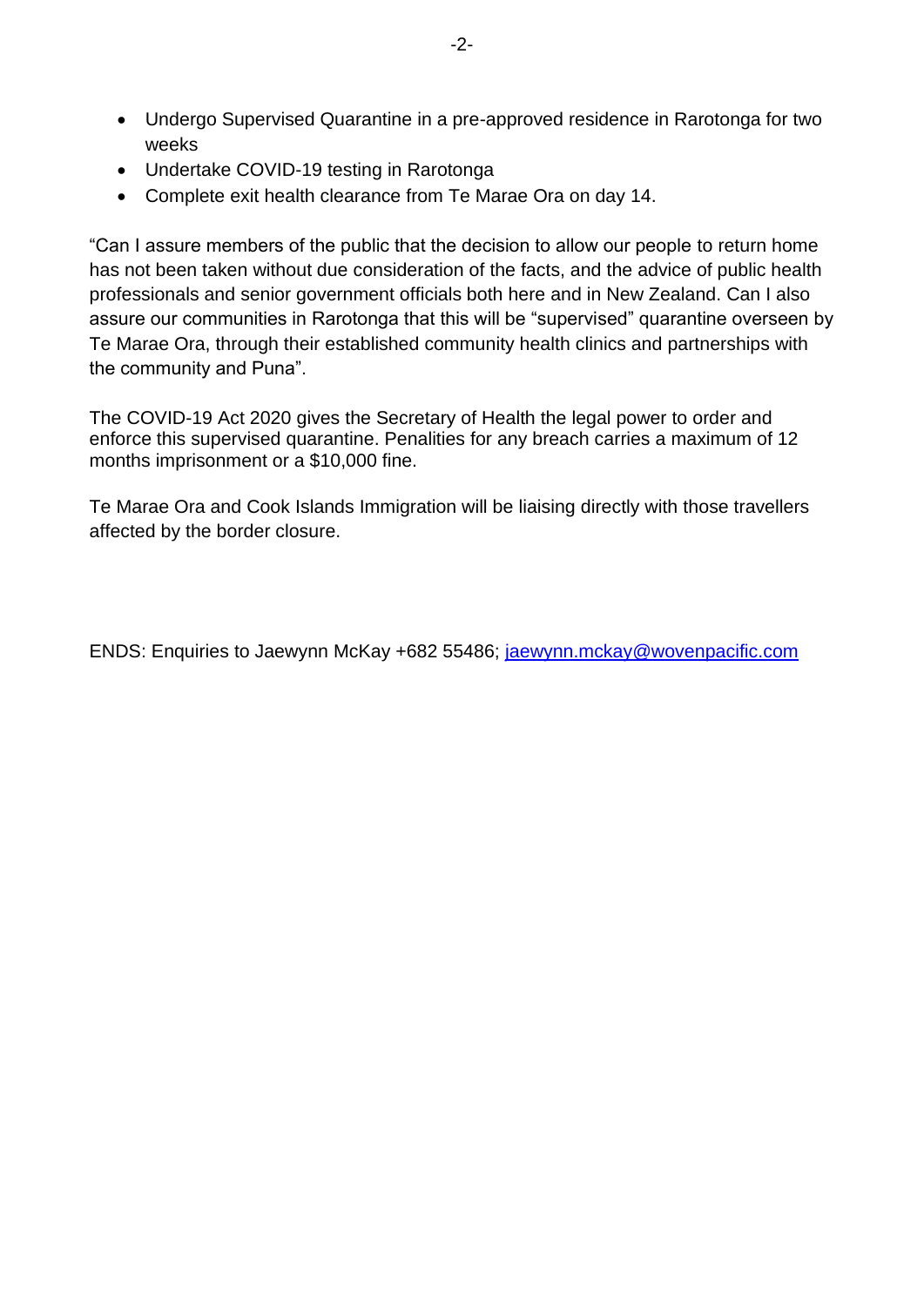- Undergo Supervised Quarantine in a pre-approved residence in Rarotonga for two weeks
- Undertake COVID-19 testing in Rarotonga
- Complete exit health clearance from Te Marae Ora on day 14.

"Can I assure members of the public that the decision to allow our people to return home has not been taken without due consideration of the facts, and the advice of public health professionals and senior government officials both here and in New Zealand. Can I also assure our communities in Rarotonga that this will be "supervised" quarantine overseen by Te Marae Ora, through their established community health clinics and partnerships with the community and Puna".

The COVID-19 Act 2020 gives the Secretary of Health the legal power to order and enforce this supervised quarantine. Penalities for any breach carries a maximum of 12 months imprisonment or a $10,000 fine.

Te Marae Ora and Cook Islands Immigration will be liaising directly with those travellers affected by the border closure.

ENDS: Enquiries to Jaewynn McKay +682 55486; jaewynn.mckay@wovenpacific.com